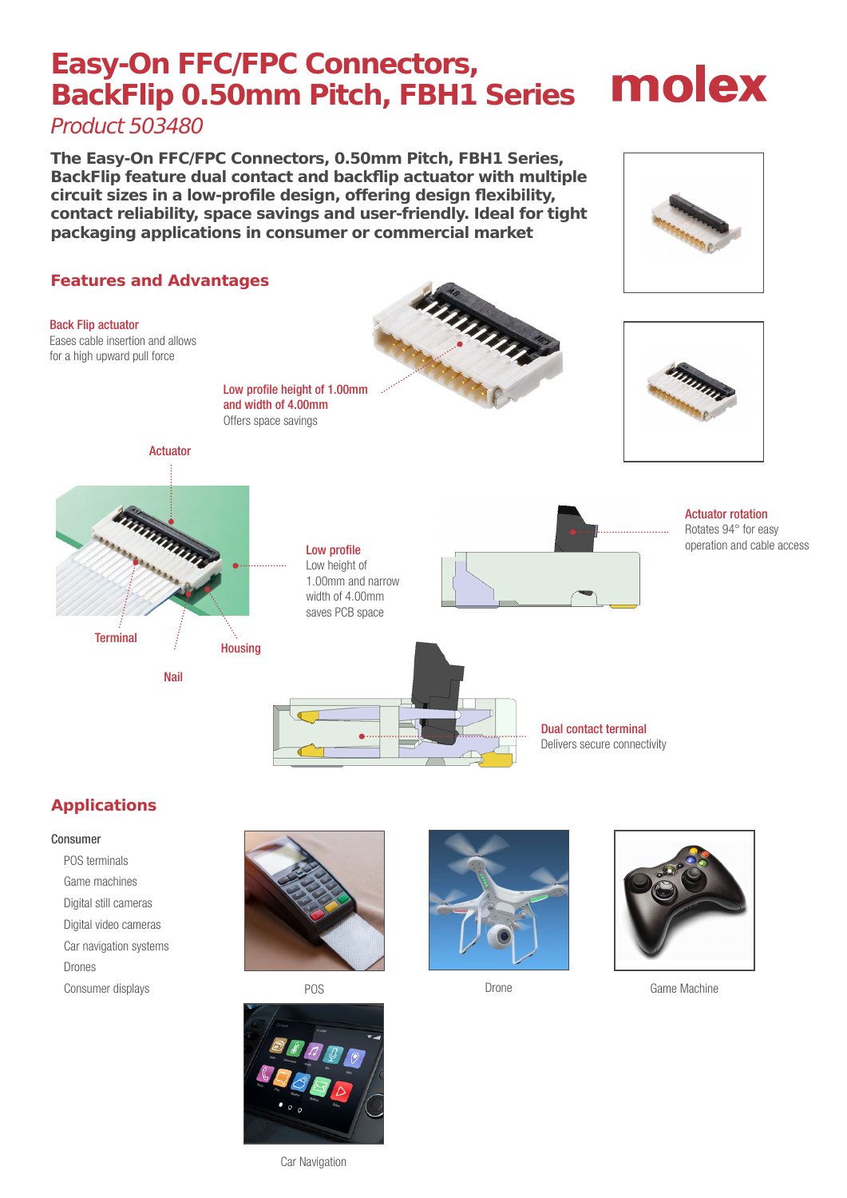# Easy-On FFC/FPC Connectors, BackFlip 0.50mm Pitch, FBH1 Series

molex

*Product 503480*

**The Easy-On FFC/FPC Connectors, 0.50mm Pitch, FBH1 Series, BackFlip feature dual contact and backflip actuator with multiple circuit sizes in a low-profile design, offering design flexibility, contact reliability, space savings and user-friendly. Ideal for tight packaging applications in consumer or commercial market**

## Features and Advantages

**Back Flip actuator**
Eases cable insertion and allows for a high upward pull force

**Low profile height of 1.00mm and width of 4.00mm**
Offers space savings

Actuator

Terminal

Nail

Housing

**Low profile**
Low height of 1.00mm and narrow width of 4.00mm saves PCB space

**Actuator rotation**
Rotates 94° for easy operation and cable access

**Dual contact terminal**
Delivers secure connectivity

## Applications

**Consumer**

- POS terminals
- Game machines
- Digital still cameras
- Digital video cameras
- Car navigation systems
- Drones
- Consumer displays

POS

Drone

Game Machine

Car Navigation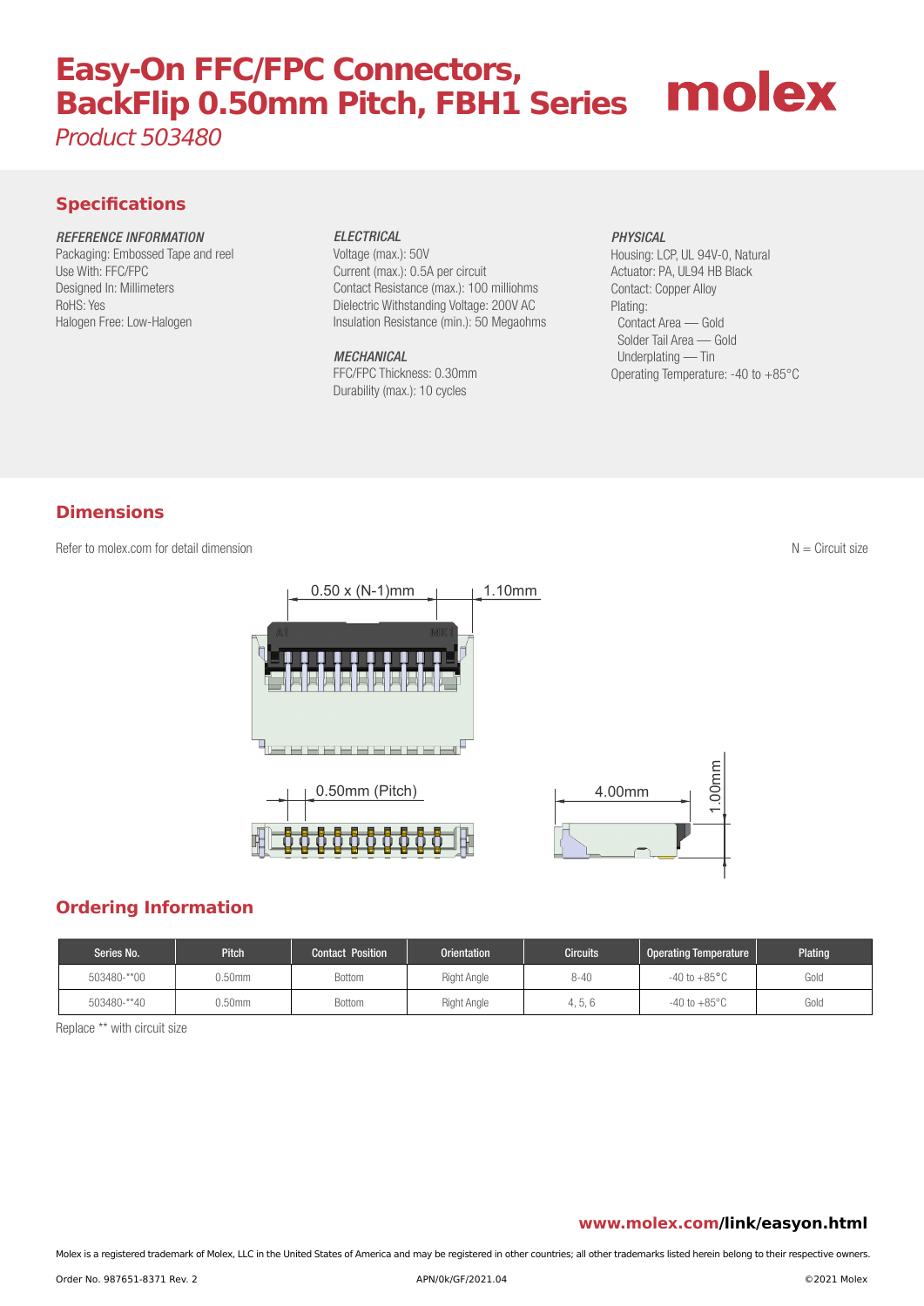# Easy-On FFC/FPC Connectors, BackFlip 0.50mm Pitch, FBH1 Series

*Product 503480*

molex

## Specifications

*REFERENCE INFORMATION*
Packaging: Embossed Tape and reel
Use With: FFC/FPC
Designed In: Millimeters
RoHS: Yes
Halogen Free: Low-Halogen

*ELECTRICAL*
Voltage (max.): 50V
Current (max.): 0.5A per circuit
Contact Resistance (max.): 100 milliohms
Dielectric Withstanding Voltage: 200V AC
Insulation Resistance (min.): 50 Megaohms

*MECHANICAL*
FFC/FPC Thickness: 0.30mm
Durability (max.): 10 cycles

*PHYSICAL*
Housing: LCP, UL 94V-0, Natural
Actuator: PA, UL94 HB Black
Contact: Copper Alloy
Plating:
- Contact Area — Gold
- Solder Tail Area — Gold
- Underplating — Tin

Operating Temperature: -40 to +85°C

## Dimensions

Refer to molex.com for detail dimension

N = Circuit size

0.50 x (N-1)mm
1.10mm
0.50mm (Pitch)
4.00mm
1.00mm

## Ordering Information

| Series No. | Pitch | Contact Position | Orientation | Circuits | Operating Temperature | Plating |
|---|---|---|---|---|---|---|
| 503480-**00 | 0.50mm | Bottom | Right Angle | 8-40 | -40 to +85°C | Gold |
| 503480-**40 | 0.50mm | Bottom | Right Angle | 4, 5, 6 | -40 to +85°C | Gold |

Replace ** with circuit size

**www.molex.com/link/easyon.html**

Molex is a registered trademark of Molex, LLC in the United States of America and may be registered in other countries; all other trademarks listed herein belong to their respective owners.

Order No. 987651-8371 Rev. 2 APN/0k/GF/2021.04 ©2021 Molex